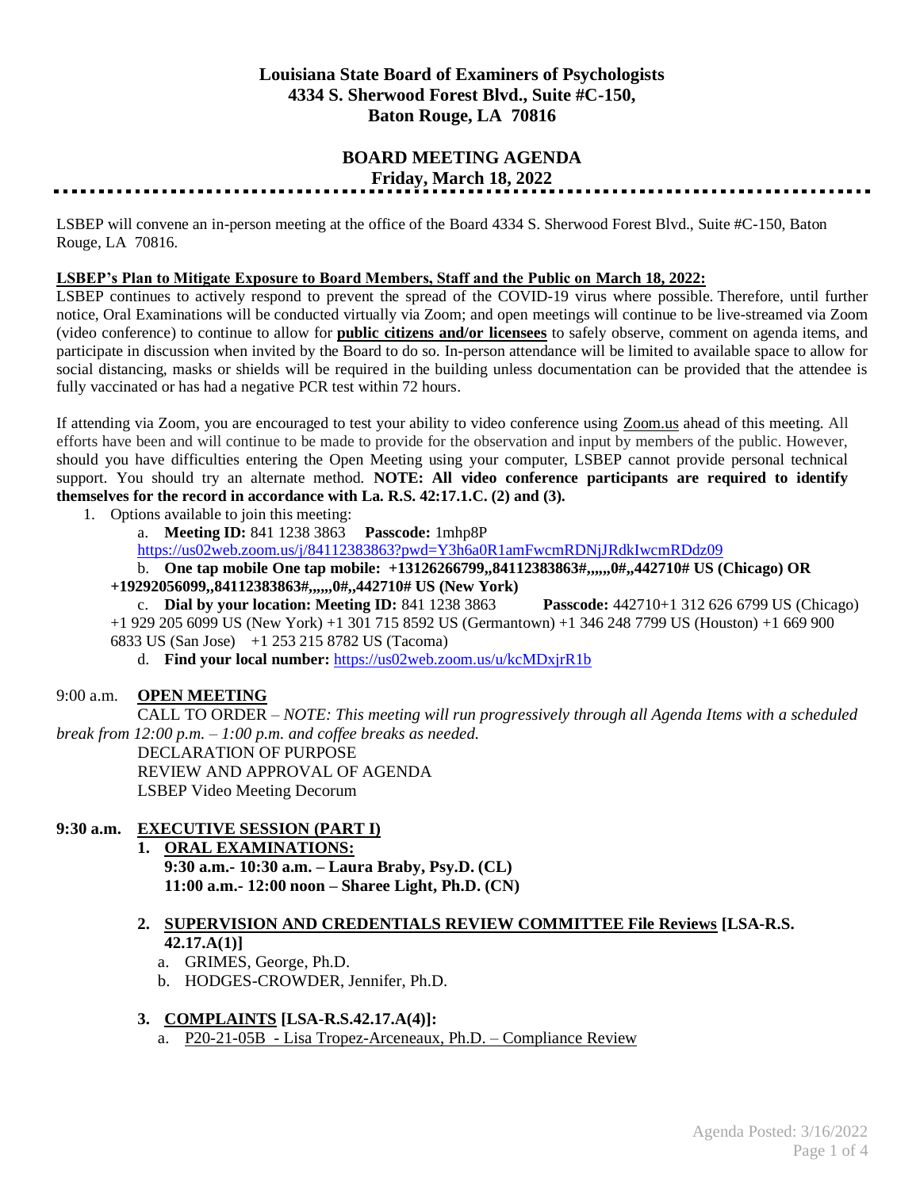# Louisiana State Board of Examiners of Psychologists
## 4334 S. Sherwood Forest Blvd., Suite #C-150, Baton Rouge, LA 70816

## BOARD MEETING AGENDA
### Friday, March 18, 2022

LSBEP will convene an in-person meeting at the office of the Board 4334 S. Sherwood Forest Blvd., Suite #C-150, Baton Rouge, LA 70816.

**LSBEP's Plan to Mitigate Exposure to Board Members, Staff and the Public on March 18, 2022:**

LSBEP continues to actively respond to prevent the spread of the COVID-19 virus where possible. Therefore, until further notice, Oral Examinations will be conducted virtually via Zoom; and open meetings will continue to be live-streamed via Zoom (video conference) to continue to allow for **public citizens and/or licensees** to safely observe, comment on agenda items, and participate in discussion when invited by the Board to do so. In-person attendance will be limited to available space to allow for social distancing, masks or shields will be required in the building unless documentation can be provided that the attendee is fully vaccinated or has had a negative PCR test within 72 hours.

If attending via Zoom, you are encouraged to test your ability to video conference using Zoom.us ahead of this meeting. All efforts have been and will continue to be made to provide for the observation and input by members of the public. However, should you have difficulties entering the Open Meeting using your computer, LSBEP cannot provide personal technical support. You should try an alternate method. **NOTE: All video conference participants are required to identify themselves for the record in accordance with La. R.S. 42:17.1.C. (2) and (3).**

1. Options available to join this meeting:
   a. **Meeting ID:** 841 1238 3863 **Passcode:** 1mhp8P
   https://us02web.zoom.us/j/84112383863?pwd=Y3h6a0R1amFwcmRDNjJRdkIwcmRDdz09
   b. **One tap mobile One tap mobile: +13126266799,,84112383863#,,,,,,0#,,442710# US (Chicago) OR +19292056099,,84112383863#,,,,,,0#,,442710# US (New York)**
   c. **Dial by your location: Meeting ID:** 841 1238 3863 **Passcode:** 442710+1 312 626 6799 US (Chicago) +1 929 205 6099 US (New York) +1 301 715 8592 US (Germantown) +1 346 248 7799 US (Houston) +1 669 900 6833 US (San Jose) +1 253 215 8782 US (Tacoma)
   d. **Find your local number:** https://us02web.zoom.us/u/kcMDxjrR1b

9:00 a.m. **OPEN MEETING**

CALL TO ORDER – *NOTE: This meeting will run progressively through all Agenda Items with a scheduled break from 12:00 p.m. – 1:00 p.m. and coffee breaks as needed.*

DECLARATION OF PURPOSE

REVIEW AND APPROVAL OF AGENDA

LSBEP Video Meeting Decorum

**9:30 a.m. EXECUTIVE SESSION (PART I)**

1. **ORAL EXAMINATIONS:**
   **9:30 a.m.- 10:30 a.m. – Laura Braby, Psy.D. (CL)**
   **11:00 a.m.- 12:00 noon – Sharee Light, Ph.D. (CN)**

2. **SUPERVISION AND CREDENTIALS REVIEW COMMITTEE File Reviews [LSA-R.S. 42.17.A(1)]**
   a. GRIMES, George, Ph.D.
   b. HODGES-CROWDER, Jennifer, Ph.D.

3. **COMPLAINTS [LSA-R.S.42.17.A(4)]:**
   a. P20-21-05B - Lisa Tropez-Arceneaux, Ph.D. – Compliance Review

Agenda Posted: 3/16/2022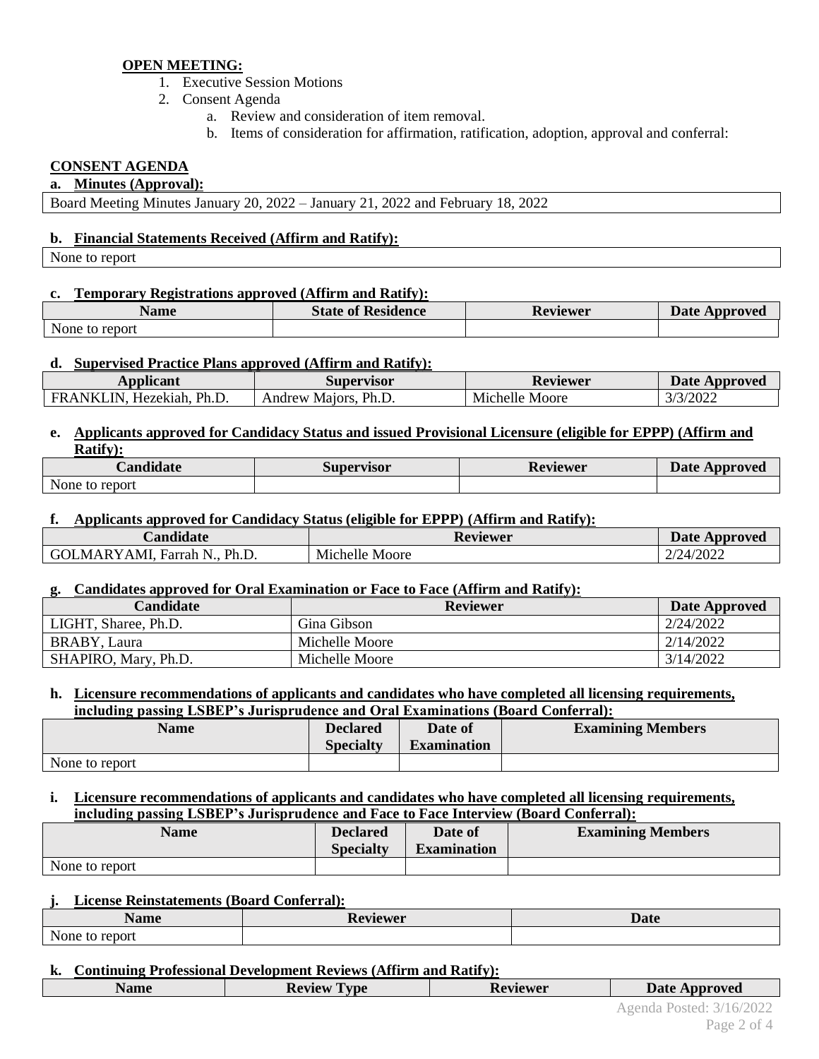**OPEN MEETING:**

1. Executive Session Motions
2. Consent Agenda
   a. Review and consideration of item removal.
   b. Items of consideration for affirmation, ratification, adoption, approval and conferral:

**CONSENT AGENDA**

**a. Minutes (Approval):**

| Board Meeting Minutes January 20, 2022 – January 21, 2022 and February 18, 2022 |
|---|

**b. Financial Statements Received (Affirm and Ratify):**

| None to report |
|---|

**c. Temporary Registrations approved (Affirm and Ratify):**

| Name | State of Residence | Reviewer | Date Approved |
|---|---|---|---|
| None to report | | | |

**d. Supervised Practice Plans approved (Affirm and Ratify):**

| Applicant | Supervisor | Reviewer | Date Approved |
|---|---|---|---|
| FRANKLIN, Hezekiah, Ph.D. | Andrew Majors, Ph.D. | Michelle Moore | 3/3/2022 |

**e. Applicants approved for Candidacy Status and issued Provisional Licensure (eligible for EPPP) (Affirm and Ratify):**

| Candidate | Supervisor | Reviewer | Date Approved |
|---|---|---|---|
| None to report | | | |

**f. Applicants approved for Candidacy Status (eligible for EPPP) (Affirm and Ratify):**

| Candidate | Reviewer | Date Approved |
|---|---|---|
| GOLMARYAMI, Farrah N., Ph.D. | Michelle Moore | 2/24/2022 |

**g. Candidates approved for Oral Examination or Face to Face (Affirm and Ratify):**

| Candidate | Reviewer | Date Approved |
|---|---|---|
| LIGHT, Sharee, Ph.D. | Gina Gibson | 2/24/2022 |
| BRABY, Laura | Michelle Moore | 2/14/2022 |
| SHAPIRO, Mary, Ph.D. | Michelle Moore | 3/14/2022 |

**h. Licensure recommendations of applicants and candidates who have completed all licensing requirements, including passing LSBEP's Jurisprudence and Oral Examinations (Board Conferral):**

| Name | Declared Specialty | Date of Examination | Examining Members |
|---|---|---|---|
| None to report | | | |

**i. Licensure recommendations of applicants and candidates who have completed all licensing requirements, including passing LSBEP's Jurisprudence and Face to Face Interview (Board Conferral):**

| Name | Declared Specialty | Date of Examination | Examining Members |
|---|---|---|---|
| None to report | | | |

**j. License Reinstatements (Board Conferral):**

| Name | Reviewer | Date |
|---|---|---|
| None to report | | |

**k. Continuing Professional Development Reviews (Affirm and Ratify):**

| Name | Review Type | Reviewer | Date Approved |
|---|---|---|---|

Agenda Posted: 3/16/2022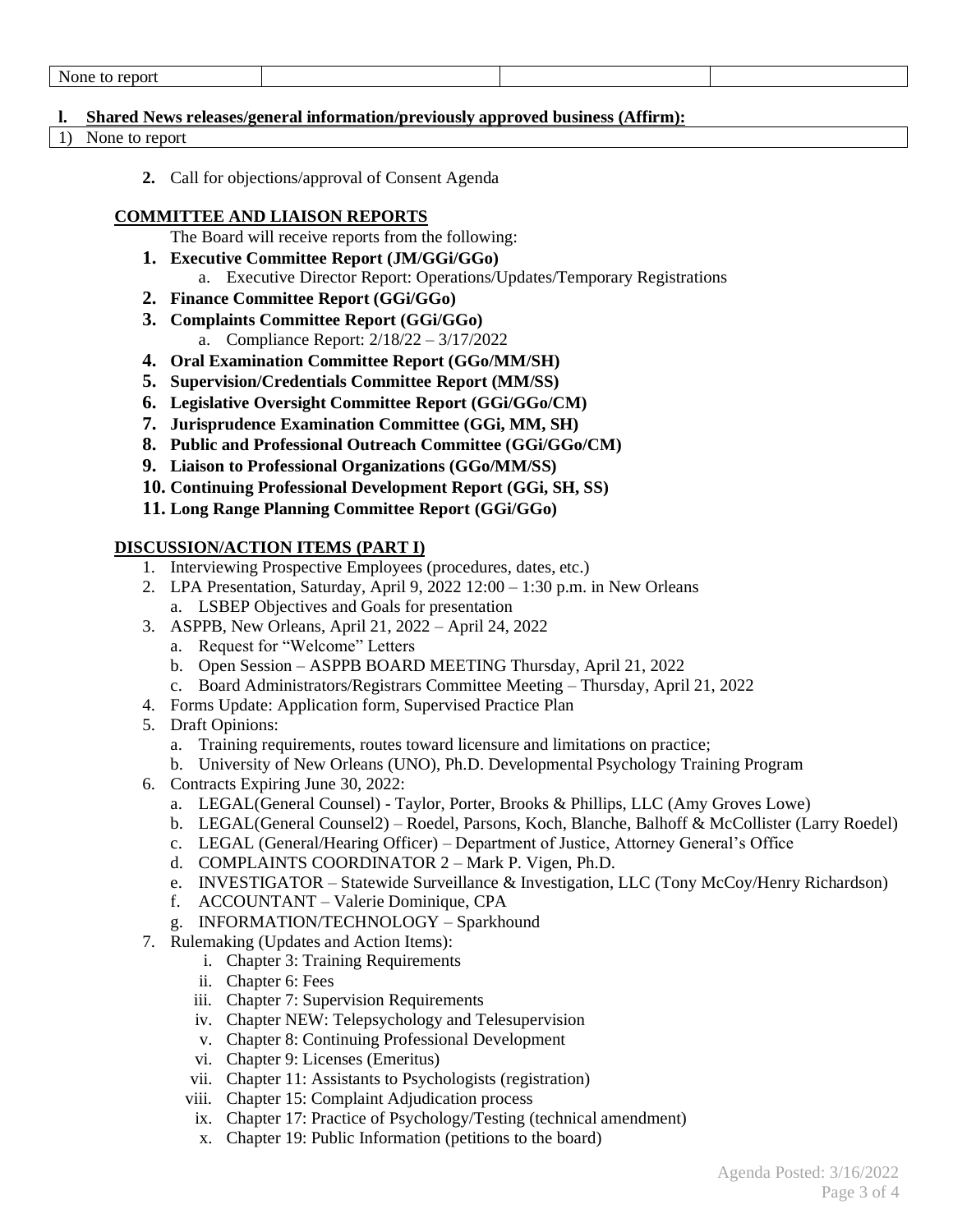| None to report | | | |
|---|---|---|---|

**l. Shared News releases/general information/previously approved business (Affirm):**

| 1) None to report |
|---|

**2.** Call for objections/approval of Consent Agenda

## COMMITTEE AND LIAISON REPORTS

The Board will receive reports from the following:

1. **Executive Committee Report (JM/GGi/GGo)**
   a. Executive Director Report: Operations/Updates/Temporary Registrations
2. **Finance Committee Report (GGi/GGo)**
3. **Complaints Committee Report (GGi/GGo)**
   a. Compliance Report: 2/18/22 – 3/17/2022
4. **Oral Examination Committee Report (GGo/MM/SH)**
5. **Supervision/Credentials Committee Report (MM/SS)**
6. **Legislative Oversight Committee Report (GGi/GGo/CM)**
7. **Jurisprudence Examination Committee (GGi, MM, SH)**
8. **Public and Professional Outreach Committee (GGi/GGo/CM)**
9. **Liaison to Professional Organizations (GGo/MM/SS)**
10. **Continuing Professional Development Report (GGi, SH, SS)**
11. **Long Range Planning Committee Report (GGi/GGo)**

## DISCUSSION/ACTION ITEMS (PART I)

1. Interviewing Prospective Employees (procedures, dates, etc.)
2. LPA Presentation, Saturday, April 9, 2022 12:00 – 1:30 p.m. in New Orleans
   a. LSBEP Objectives and Goals for presentation
3. ASPPB, New Orleans, April 21, 2022 – April 24, 2022
   a. Request for "Welcome" Letters
   b. Open Session – ASPPB BOARD MEETING Thursday, April 21, 2022
   c. Board Administrators/Registrars Committee Meeting – Thursday, April 21, 2022
4. Forms Update: Application form, Supervised Practice Plan
5. Draft Opinions:
   a. Training requirements, routes toward licensure and limitations on practice;
   b. University of New Orleans (UNO), Ph.D. Developmental Psychology Training Program
6. Contracts Expiring June 30, 2022:
   a. LEGAL(General Counsel) - Taylor, Porter, Brooks & Phillips, LLC (Amy Groves Lowe)
   b. LEGAL(General Counsel2) – Roedel, Parsons, Koch, Blanche, Balhoff & McCollister (Larry Roedel)
   c. LEGAL (General/Hearing Officer) – Department of Justice, Attorney General's Office
   d. COMPLAINTS COORDINATOR 2 – Mark P. Vigen, Ph.D.
   e. INVESTIGATOR – Statewide Surveillance & Investigation, LLC (Tony McCoy/Henry Richardson)
   f. ACCOUNTANT – Valerie Dominique, CPA
   g. INFORMATION/TECHNOLOGY – Sparkhound
7. Rulemaking (Updates and Action Items):
   i. Chapter 3: Training Requirements
   ii. Chapter 6: Fees
   iii. Chapter 7: Supervision Requirements
   iv. Chapter NEW: Telepsychology and Telesupervision
   v. Chapter 8: Continuing Professional Development
   vi. Chapter 9: Licenses (Emeritus)
   vii. Chapter 11: Assistants to Psychologists (registration)
   viii. Chapter 15: Complaint Adjudication process
   ix. Chapter 17: Practice of Psychology/Testing (technical amendment)
   x. Chapter 19: Public Information (petitions to the board)

Agenda Posted: 3/16/2022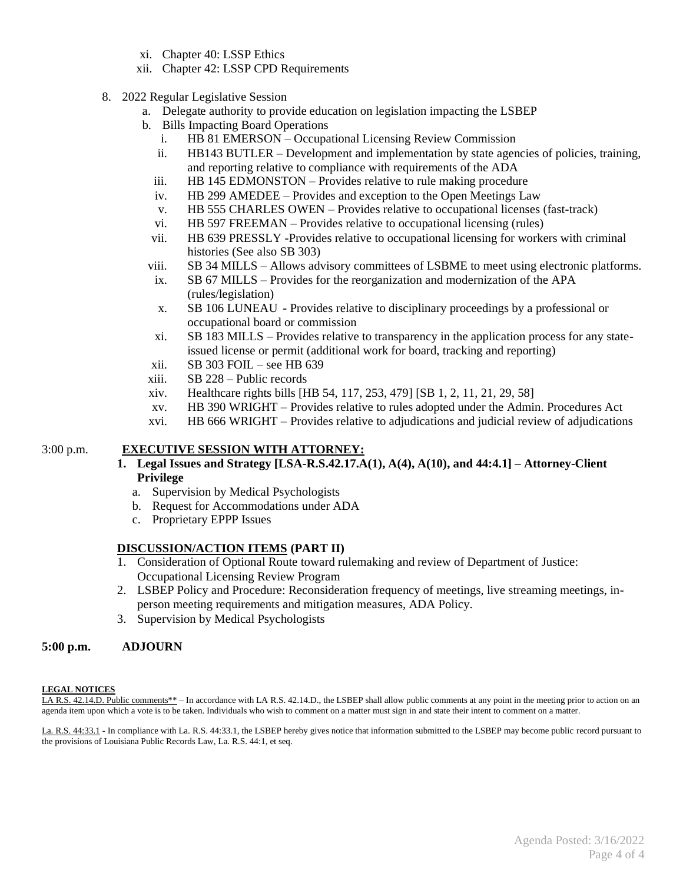xi. Chapter 40: LSSP Ethics
   xii. Chapter 42: LSSP CPD Requirements

8. 2022 Regular Legislative Session
   a. Delegate authority to provide education on legislation impacting the LSBEP
   b. Bills Impacting Board Operations
      i. HB 81 EMERSON – Occupational Licensing Review Commission
      ii. HB143 BUTLER – Development and implementation by state agencies of policies, training, and reporting relative to compliance with requirements of the ADA
      iii. HB 145 EDMONSTON – Provides relative to rule making procedure
      iv. HB 299 AMEDEE – Provides and exception to the Open Meetings Law
      v. HB 555 CHARLES OWEN – Provides relative to occupational licenses (fast-track)
      vi. HB 597 FREEMAN – Provides relative to occupational licensing (rules)
      vii. HB 639 PRESSLY -Provides relative to occupational licensing for workers with criminal histories (See also SB 303)
      viii. SB 34 MILLS – Allows advisory committees of LSBME to meet using electronic platforms.
      ix. SB 67 MILLS – Provides for the reorganization and modernization of the APA (rules/legislation)
      x. SB 106 LUNEAU - Provides relative to disciplinary proceedings by a professional or occupational board or commission
      xi. SB 183 MILLS – Provides relative to transparency in the application process for any state-issued license or permit (additional work for board, tracking and reporting)
      xii. SB 303 FOIL – see HB 639
      xiii. SB 228 – Public records
      xiv. Healthcare rights bills [HB 54, 117, 253, 479] [SB 1, 2, 11, 21, 29, 58]
      xv. HB 390 WRIGHT – Provides relative to rules adopted under the Admin. Procedures Act
      xvi. HB 666 WRIGHT – Provides relative to adjudications and judicial review of adjudications

3:00 p.m. **EXECUTIVE SESSION WITH ATTORNEY:**

1. **Legal Issues and Strategy [LSA-R.S.42.17.A(1), A(4), A(10), and 44:4.1] – Attorney-Client Privilege**
   a. Supervision by Medical Psychologists
   b. Request for Accommodations under ADA
   c. Proprietary EPPP Issues

**DISCUSSION/ACTION ITEMS (PART II)**

1. Consideration of Optional Route toward rulemaking and review of Department of Justice: Occupational Licensing Review Program
2. LSBEP Policy and Procedure: Reconsideration frequency of meetings, live streaming meetings, in-person meeting requirements and mitigation measures, ADA Policy.
3. Supervision by Medical Psychologists

**5:00 p.m. ADJOURN**

**LEGAL NOTICES**

LA R.S. 42.14.D. Public comments** – In accordance with LA R.S. 42.14.D., the LSBEP shall allow public comments at any point in the meeting prior to action on an agenda item upon which a vote is to be taken. Individuals who wish to comment on a matter must sign in and state their intent to comment on a matter.

La. R.S. 44:33.1 - In compliance with La. R.S. 44:33.1, the LSBEP hereby gives notice that information submitted to the LSBEP may become public record pursuant to the provisions of Louisiana Public Records Law, La. R.S. 44:1, et seq.

Agenda Posted: 3/16/2022